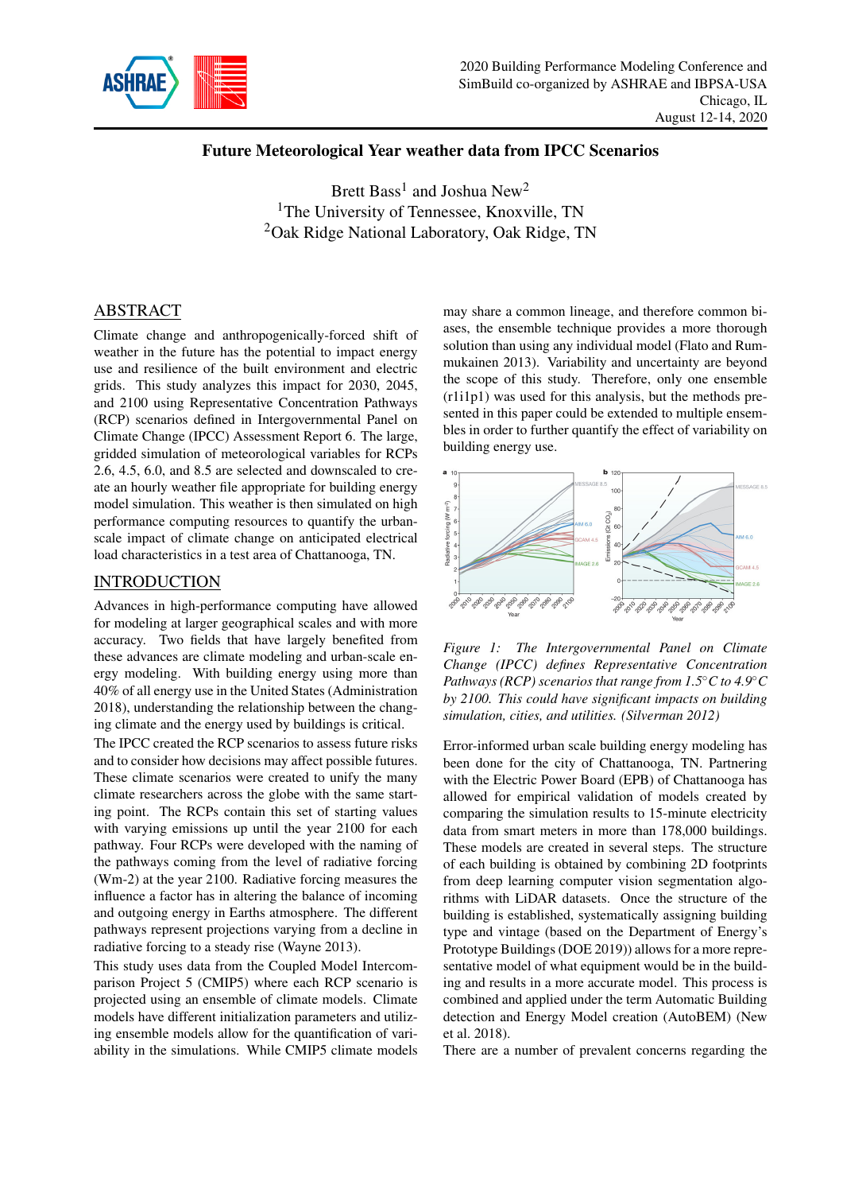# Future Meteorological Year weather data from IPCC Scenarios

Brett Bass[1] and Joshua New[2]

[1]The University of Tennessee, Knoxville, TN

[2]Oak Ridge National Laboratory, Oak Ridge, TN

## ABSTRACT

Climate change and anthropogenically-forced shift of weather in the future has the potential to impact energy use and resilience of the built environment and electric grids. This study analyzes this impact for 2030, 2045, and 2100 using Representative Concentration Pathways (RCP) scenarios defined in Intergovernmental Panel on Climate Change (IPCC) Assessment Report 6. The large, gridded simulation of meteorological variables for RCPs 2.6, 4.5, 6.0, and 8.5 are selected and downscaled to create an hourly weather file appropriate for building energy model simulation. This weather is then simulated on high performance computing resources to quantify the urban-scale impact of climate change on anticipated electrical load characteristics in a test area of Chattanooga, TN.

## INTRODUCTION

Advances in high-performance computing have allowed for modeling at larger geographical scales and with more accuracy. Two fields that have largely benefited from these advances are climate modeling and urban-scale energy modeling. With building energy using more than 40% of all energy use in the United States (Administration 2018), understanding the relationship between the changing climate and the energy used by buildings is critical.

The IPCC created the RCP scenarios to assess future risks and to consider how decisions may affect possible futures. These climate scenarios were created to unify the many climate researchers across the globe with the same starting point. The RCPs contain this set of starting values with varying emissions up until the year 2100 for each pathway. Four RCPs were developed with the naming of the pathways coming from the level of radiative forcing (Wm-2) at the year 2100. Radiative forcing measures the influence a factor has in altering the balance of incoming and outgoing energy in Earths atmosphere. The different pathways represent projections varying from a decline in radiative forcing to a steady rise (Wayne 2013).

This study uses data from the Coupled Model Intercomparison Project 5 (CMIP5) where each RCP scenario is projected using an ensemble of climate models. Climate models have different initialization parameters and utilizing ensemble models allow for the quantification of variability in the simulations. While CMIP5 climate models may share a common lineage, and therefore common biases, the ensemble technique provides a more thorough solution than using any individual model (Flato and Rummukainen 2013). Variability and uncertainty are beyond the scope of this study. Therefore, only one ensemble (r1i1p1) was used for this analysis, but the methods presented in this paper could be extended to multiple ensembles in order to further quantify the effect of variability on building energy use.

*Figure 1: The Intergovernmental Panel on Climate Change (IPCC) defines Representative Concentration Pathways (RCP) scenarios that range from 1.5°C to 4.9°C by 2100. This could have significant impacts on building simulation, cities, and utilities. (Silverman 2012)*

Error-informed urban scale building energy modeling has been done for the city of Chattanooga, TN. Partnering with the Electric Power Board (EPB) of Chattanooga has allowed for empirical validation of models created by comparing the simulation results to 15-minute electricity data from smart meters in more than 178,000 buildings. These models are created in several steps. The structure of each building is obtained by combining 2D footprints from deep learning computer vision segmentation algorithms with LiDAR datasets. Once the structure of the building is established, systematically assigning building type and vintage (based on the Department of Energy's Prototype Buildings (DOE 2019)) allows for a more representative model of what equipment would be in the building and results in a more accurate model. This process is combined and applied under the term Automatic Building detection and Energy Model creation (AutoBEM) (New et al. 2018).

There are a number of prevalent concerns regarding the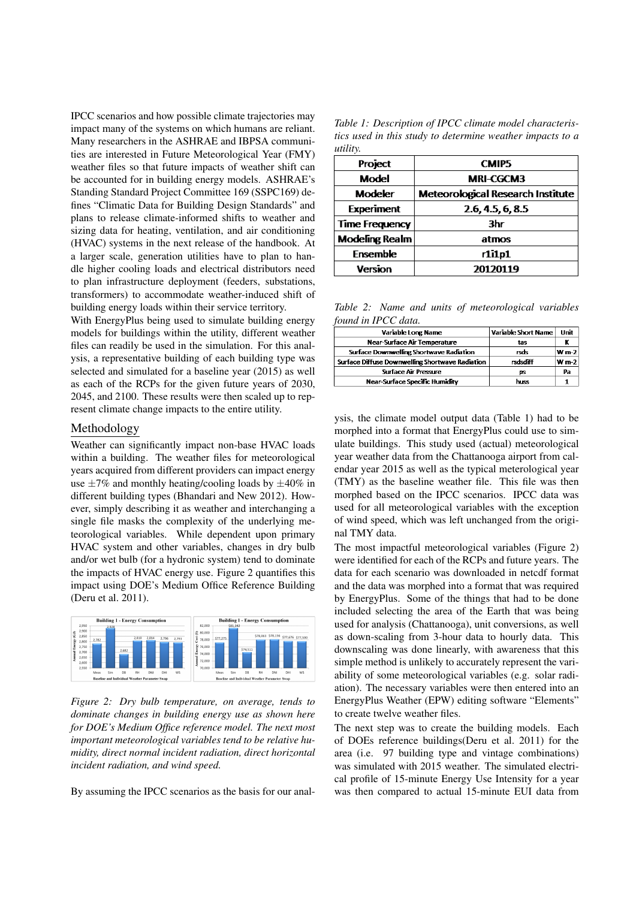IPCC scenarios and how possible climate trajectories may impact many of the systems on which humans are reliant. Many researchers in the ASHRAE and IBPSA communities are interested in Future Meteorological Year (FMY) weather files so that future impacts of weather shift can be accounted for in building energy models. ASHRAE's Standing Standard Project Committee 169 (SSPC169) defines "Climatic Data for Building Design Standards" and plans to release climate-informed shifts to weather and sizing data for heating, ventilation, and air conditioning (HVAC) systems in the next release of the handbook. At a larger scale, generation utilities have to plan to handle higher cooling loads and electrical distributors need to plan infrastructure deployment (feeders, substations, transformers) to accommodate weather-induced shift of building energy loads within their service territory.

With EnergyPlus being used to simulate building energy models for buildings within the utility, different weather files can readily be used in the simulation. For this analysis, a representative building of each building type was selected and simulated for a baseline year (2015) as well as each of the RCPs for the given future years of 2030, 2045, and 2100. These results were then scaled up to represent climate change impacts to the entire utility.

## Methodology

Weather can significantly impact non-base HVAC loads within a building. The weather files for meteorological years acquired from different providers can impact energy use $\pm 7\%$ and monthly heating/cooling loads by $\pm 40\%$ in different building types (Bhandari and New 2012). However, simply describing it as weather and interchanging a single file masks the complexity of the underlying meteorological variables. While dependent upon primary HVAC system and other variables, changes in dry bulb and/or wet bulb (for a hydronic system) tend to dominate the impacts of HVAC energy use. Figure 2 quantifies this impact using DOE's Medium Office Reference Building (Deru et al. 2011).

*Figure 2: Dry bulb temperature, on average, tends to dominate changes in building energy use as shown here for DOE's Medium Office reference model. The next most important meteorological variables tend to be relative humidity, direct normal incident radiation, direct horizontal incident radiation, and wind speed.*

By assuming the IPCC scenarios as the basis for our analysis, the climate model output data (Table 1) had to be morphed into a format that EnergyPlus could use to simulate buildings. This study used (actual) meteorological year weather data from the Chattanooga airport from calendar year 2015 as well as the typical meterological year (TMY) as the baseline weather file. This file was then morphed based on the IPCC scenarios. IPCC data was used for all meteorological variables with the exception of wind speed, which was left unchanged from the original TMY data.

*Table 1: Description of IPCC climate model characteristics used in this study to determine weather impacts to a utility.*

| | |
|---|---|
| Project | CMIP5 |
| Model | MRI-CGCM3 |
| Modeler | Meteorological Research Institute |
| Experiment | 2.6, 4.5, 6, 8.5 |
| Time Frequency | 3hr |
| Modeling Realm | atmos |
| Ensemble | r1i1p1 |
| Version | 20120119 |

*Table 2: Name and units of meteorological variables found in IPCC data.*

| Variable Long Name | Variable Short Name | Unit |
|---|---|---|
| Near-Surface Air Temperature | tas | K |
| Surface Downwelling Shortwave Radiation | rsds | W m-2 |
| Surface Diffuse Downwelling Shortwave Radiation | rsdsdiff | W m-2 |
| Surface Air Pressure | ps | Pa |
| Near-Surface Specific Humidity | huss | 1 |

The most impactful meteorological variables (Figure 2) were identified for each of the RCPs and future years. The data for each scenario was downloaded in netcdf format and the data was morphed into a format that was required by EnergyPlus. Some of the things that had to be done included selecting the area of the Earth that was being used for analysis (Chattanooga), unit conversions, as well as down-scaling from 3-hour data to hourly data. This downscaling was done linearly, with awareness that this simple method is unlikely to accurately represent the variability of some meteorological variables (e.g. solar radiation). The necessary variables were then entered into an EnergyPlus Weather (EPW) editing software "Elements" to create twelve weather files.

The next step was to create the building models. Each of DOEs reference buildings(Deru et al. 2011) for the area (i.e. 97 building type and vintage combinations) was simulated with 2015 weather. The simulated electrical profile of 15-minute Energy Use Intensity for a year was then compared to actual 15-minute EUI data from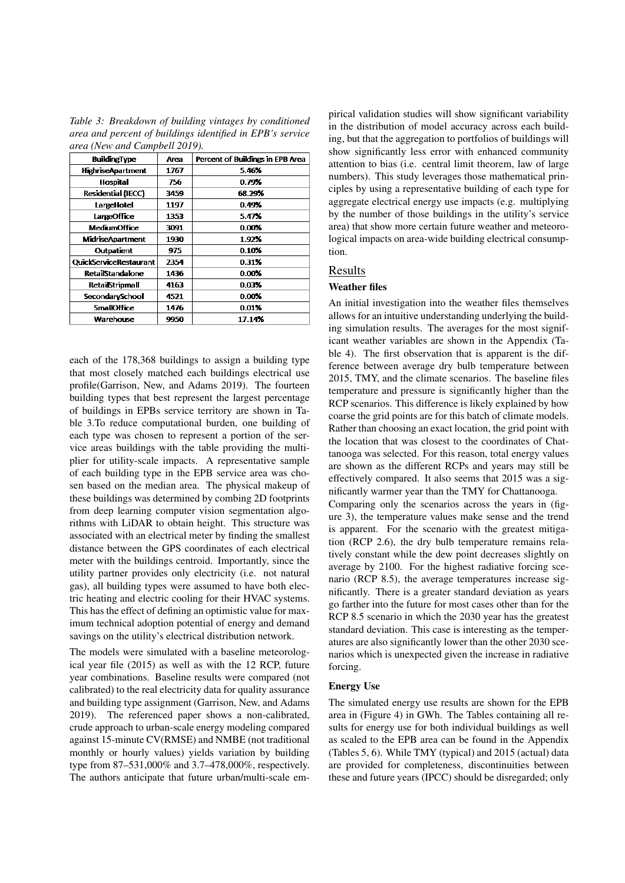*Table 3: Breakdown of building vintages by conditioned area and percent of buildings identified in EPB's service area (New and Campbell 2019).*

| BuildingType | Area | Percent of Buildings in EPB Area |
| --- | --- | --- |
| HighriseApartment | 1767 | 5.46% |
| Hospital | 756 | 0.79% |
| Residential (IECC) | 3459 | 68.29% |
| LargeHotel | 1197 | 0.49% |
| LargeOffice | 1353 | 5.47% |
| MediumOffice | 3091 | 0.00% |
| MidriseApartment | 1930 | 1.92% |
| Outpatient | 975 | 0.10% |
| QuickServiceRestaurant | 2354 | 0.31% |
| RetailStandalone | 1436 | 0.00% |
| RetailStripmall | 4163 | 0.03% |
| SecondarySchool | 4521 | 0.00% |
| SmallOffice | 1476 | 0.01% |
| Warehouse | 9950 | 17.14% |

each of the 178,368 buildings to assign a building type that most closely matched each buildings electrical use profile(Garrison, New, and Adams 2019). The fourteen building types that best represent the largest percentage of buildings in EPBs service territory are shown in Table 3.To reduce computational burden, one building of each type was chosen to represent a portion of the service areas buildings with the table providing the multiplier for utility-scale impacts. A representative sample of each building type in the EPB service area was chosen based on the median area. The physical makeup of these buildings was determined by combing 2D footprints from deep learning computer vision segmentation algorithms with LiDAR to obtain height. This structure was associated with an electrical meter by finding the smallest distance between the GPS coordinates of each electrical meter with the buildings centroid. Importantly, since the utility partner provides only electricity (i.e. not natural gas), all building types were assumed to have both electric heating and electric cooling for their HVAC systems. This has the effect of defining an optimistic value for maximum technical adoption potential of energy and demand savings on the utility's electrical distribution network.

The models were simulated with a baseline meteorological year file (2015) as well as with the 12 RCP, future year combinations. Baseline results were compared (not calibrated) to the real electricity data for quality assurance and building type assignment (Garrison, New, and Adams 2019). The referenced paper shows a non-calibrated, crude approach to urban-scale energy modeling compared against 15-minute CV(RMSE) and NMBE (not traditional monthly or hourly values) yields variation by building type from 87–531,000% and 3.7–478,000%, respectively. The authors anticipate that future urban/multi-scale empirical validation studies will show significant variability in the distribution of model accuracy across each building, but that the aggregation to portfolios of buildings will show significantly less error with enhanced community attention to bias (i.e. central limit theorem, law of large numbers). This study leverages those mathematical principles by using a representative building of each type for aggregate electrical energy use impacts (e.g. multiplying by the number of those buildings in the utility's service area) that show more certain future weather and meteorological impacts on area-wide building electrical consumption.

## Results

### Weather files

An initial investigation into the weather files themselves allows for an intuitive understanding underlying the building simulation results. The averages for the most significant weather variables are shown in the Appendix (Table 4). The first observation that is apparent is the difference between average dry bulb temperature between 2015, TMY, and the climate scenarios. The baseline files temperature and pressure is significantly higher than the RCP scenarios. This difference is likely explained by how coarse the grid points are for this batch of climate models. Rather than choosing an exact location, the grid point with the location that was closest to the coordinates of Chattanooga was selected. For this reason, total energy values are shown as the different RCPs and years may still be effectively compared. It also seems that 2015 was a significantly warmer year than the TMY for Chattanooga.

Comparing only the scenarios across the years in (figure 3), the temperature values make sense and the trend is apparent. For the scenario with the greatest mitigation (RCP 2.6), the dry bulb temperature remains relatively constant while the dew point decreases slightly on average by 2100. For the highest radiative forcing scenario (RCP 8.5), the average temperatures increase significantly. There is a greater standard deviation as years go farther into the future for most cases other than for the RCP 8.5 scenario in which the 2030 year has the greatest standard deviation. This case is interesting as the temperatures are also significantly lower than the other 2030 scenarios which is unexpected given the increase in radiative forcing.

### Energy Use

The simulated energy use results are shown for the EPB area in (Figure 4) in GWh. The Tables containing all results for energy use for both individual buildings as well as scaled to the EPB area can be found in the Appendix (Tables 5, 6). While TMY (typical) and 2015 (actual) data are provided for completeness, discontinuities between these and future years (IPCC) should be disregarded; only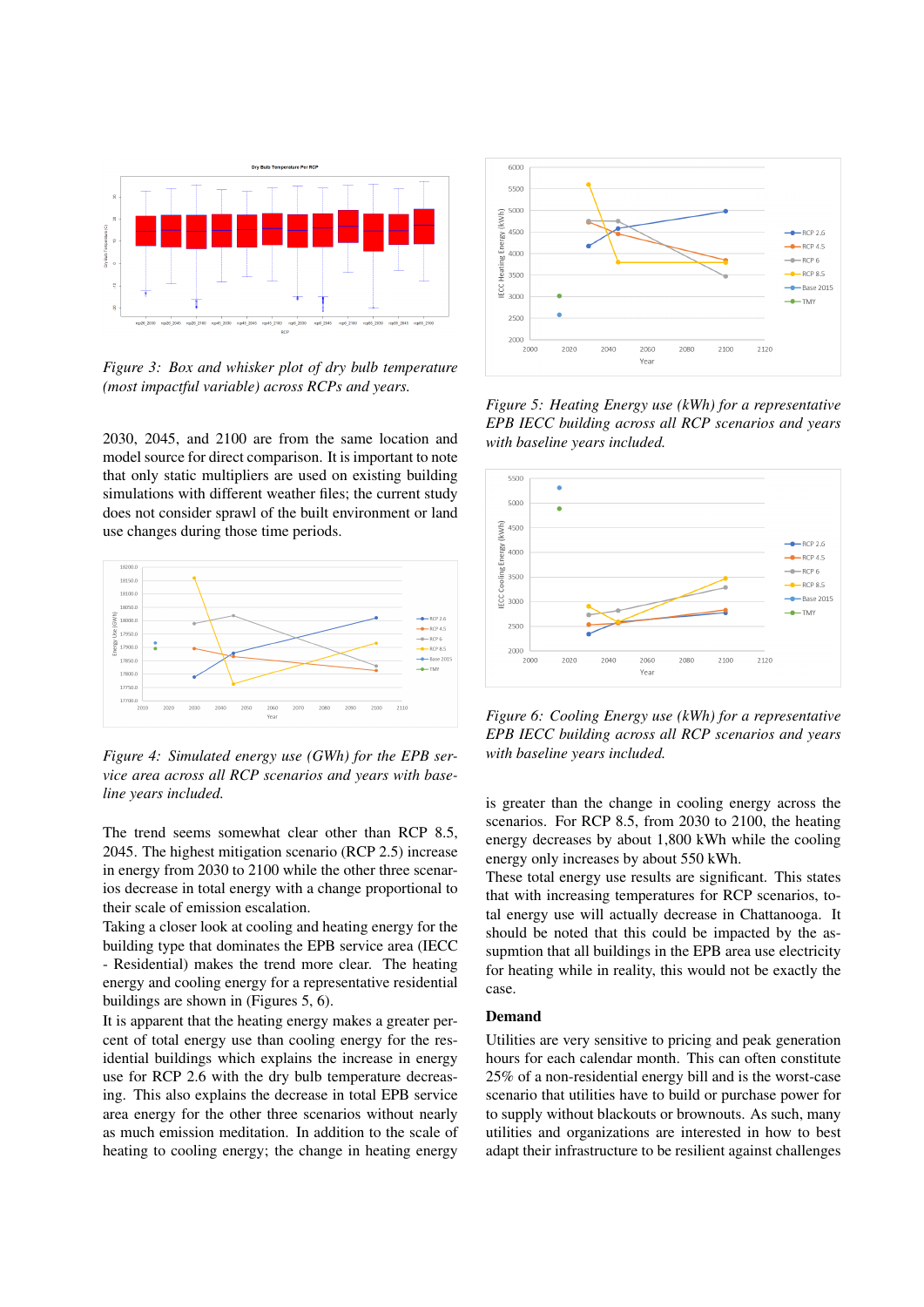*Figure 3: Box and whisker plot of dry bulb temperature (most impactful variable) across RCPs and years.*

2030, 2045, and 2100 are from the same location and model source for direct comparison. It is important to note that only static multipliers are used on existing building simulations with different weather files; the current study does not consider sprawl of the built environment or land use changes during those time periods.

*Figure 4: Simulated energy use (GWh) for the EPB service area across all RCP scenarios and years with baseline years included.*

The trend seems somewhat clear other than RCP 8.5, 2045. The highest mitigation scenario (RCP 2.5) increase in energy from 2030 to 2100 while the other three scenarios decrease in total energy with a change proportional to their scale of emission escalation.

Taking a closer look at cooling and heating energy for the building type that dominates the EPB service area (IECC - Residential) makes the trend more clear. The heating energy and cooling energy for a representative residential buildings are shown in (Figures 5, 6).

It is apparent that the heating energy makes a greater percent of total energy use than cooling energy for the residential buildings which explains the increase in energy use for RCP 2.6 with the dry bulb temperature decreasing. This also explains the decrease in total EPB service area energy for the other three scenarios without nearly as much emission meditation. In addition to the scale of heating to cooling energy; the change in heating energy

*Figure 5: Heating Energy use (kWh) for a representative EPB IECC building across all RCP scenarios and years with baseline years included.*

*Figure 6: Cooling Energy use (kWh) for a representative EPB IECC building across all RCP scenarios and years with baseline years included.*

is greater than the change in cooling energy across the scenarios. For RCP 8.5, from 2030 to 2100, the heating energy decreases by about 1,800 kWh while the cooling energy only increases by about 550 kWh.

These total energy use results are significant. This states that with increasing temperatures for RCP scenarios, total energy use will actually decrease in Chattanooga. It should be noted that this could be impacted by the assupmtion that all buildings in the EPB area use electricity for heating while in reality, this would not be exactly the case.

## Demand

Utilities are very sensitive to pricing and peak generation hours for each calendar month. This can often constitute 25% of a non-residential energy bill and is the worst-case scenario that utilities have to build or purchase power for to supply without blackouts or brownouts. As such, many utilities and organizations are interested in how to best adapt their infrastructure to be resilient against challenges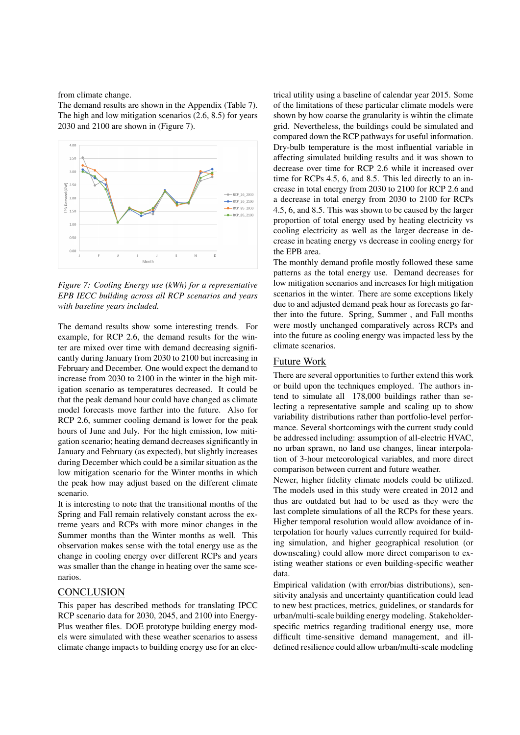from climate change.
The demand results are shown in the Appendix (Table 7). The high and low mitigation scenarios (2.6, 8.5) for years 2030 and 2100 are shown in (Figure 7).

*Figure 7: Cooling Energy use (kWh) for a representative EPB IECC building across all RCP scenarios and years with baseline years included.*

The demand results show some interesting trends. For example, for RCP 2.6, the demand results for the winter are mixed over time with demand decreasing significantly during January from 2030 to 2100 but increasing in February and December. One would expect the demand to increase from 2030 to 2100 in the winter in the high mitigation scenario as temperatures decreased. It could be that the peak demand hour could have changed as climate model forecasts move farther into the future. Also for RCP 2.6, summer cooling demand is lower for the peak hours of June and July. For the high emission, low mitigation scenario; heating demand decreases significantly in January and February (as expected), but slightly increases during December which could be a similar situation as the low mitigation scenario for the Winter months in which the peak how may adjust based on the different climate scenario.

It is interesting to note that the transitional months of the Spring and Fall remain relatively constant across the extreme years and RCPs with more minor changes in the Summer months than the Winter months as well. This observation makes sense with the total energy use as the change in cooling energy over different RCPs and years was smaller than the change in heating over the same scenarios.

## CONCLUSION

This paper has described methods for translating IPCC RCP scenario data for 2030, 2045, and 2100 into EnergyPlus weather files. DOE prototype building energy models were simulated with these weather scenarios to assess climate change impacts to building energy use for an electrical utility using a baseline of calendar year 2015. Some of the limitations of these particular climate models were shown by how coarse the granularity is wihtin the climate grid. Nevertheless, the buildings could be simulated and compared down the RCP pathways for useful information. Dry-bulb temperature is the most influential variable in affecting simulated building results and it was shown to decrease over time for RCP 2.6 while it increased over time for RCPs 4.5, 6, and 8.5. This led directly to an increase in total energy from 2030 to 2100 for RCP 2.6 and a decrease in total energy from 2030 to 2100 for RCPs 4.5, 6, and 8.5. This was shown to be caused by the larger proportion of total energy used by heating electricity vs cooling electricity as well as the larger decrease in decrease in heating energy vs decrease in cooling energy for the EPB area.

The monthly demand profile mostly followed these same patterns as the total energy use. Demand decreases for low mitigation scenarios and increases for high mitigation scenarios in the winter. There are some exceptions likely due to and adjusted demand peak hour as forecasts go farther into the future. Spring, Summer , and Fall months were mostly unchanged comparatively across RCPs and into the future as cooling energy was impacted less by the climate scenarios.

## Future Work

There are several opportunities to further extend this work or build upon the techniques employed. The authors intend to simulate all 178,000 buildings rather than selecting a representative sample and scaling up to show variability distributions rather than portfolio-level performance. Several shortcomings with the current study could be addressed including: assumption of all-electric HVAC, no urban sprawn, no land use changes, linear interpolation of 3-hour meteorological variables, and more direct comparison between current and future weather.

Newer, higher fidelity climate models could be utilized. The models used in this study were created in 2012 and thus are outdated but had to be used as they were the last complete simulations of all the RCPs for these years. Higher temporal resolution would allow avoidance of interpolation for hourly values currently required for building simulation, and higher geographical resolution (or downscaling) could allow more direct comparison to existing weather stations or even building-specific weather data.

Empirical validation (with error/bias distributions), sensitivity analysis and uncertainty quantification could lead to new best practices, metrics, guidelines, or standards for urban/multi-scale building energy modeling. Stakeholder-specific metrics regarding traditional energy use, more difficult time-sensitive demand management, and ill-defined resilience could allow urban/multi-scale modeling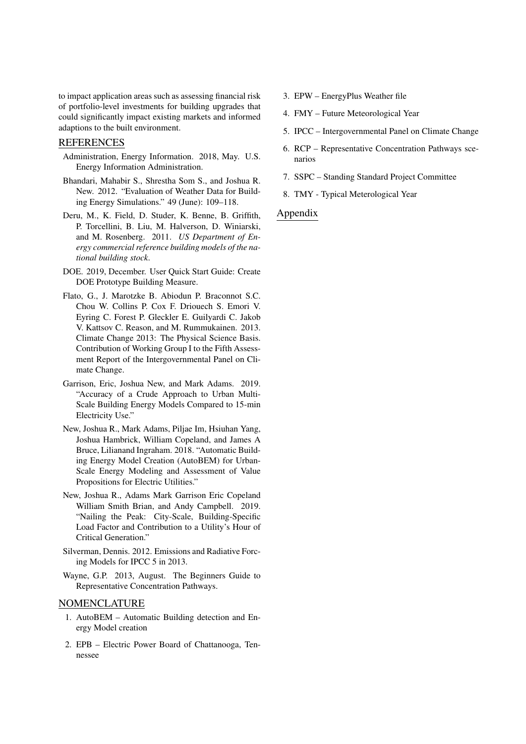to impact application areas such as assessing financial risk of portfolio-level investments for building upgrades that could significantly impact existing markets and informed adaptions to the built environment.

## REFERENCES

Administration, Energy Information. 2018, May. U.S. Energy Information Administration.

Bhandari, Mahabir S., Shrestha Som S., and Joshua R. New. 2012. "Evaluation of Weather Data for Building Energy Simulations." 49 (June): 109–118.

Deru, M., K. Field, D. Studer, K. Benne, B. Griffith, P. Torcellini, B. Liu, M. Halverson, D. Winiarski, and M. Rosenberg. 2011. *US Department of Energy commercial reference building models of the national building stock*.

DOE. 2019, December. User Quick Start Guide: Create DOE Prototype Building Measure.

Flato, G., J. Marotzke B. Abiodun P. Braconnot S.C. Chou W. Collins P. Cox F. Driouech S. Emori V. Eyring C. Forest P. Gleckler E. Guilyardi C. Jakob V. Kattsov C. Reason, and M. Rummukainen. 2013. Climate Change 2013: The Physical Science Basis. Contribution of Working Group I to the Fifth Assessment Report of the Intergovernmental Panel on Climate Change.

Garrison, Eric, Joshua New, and Mark Adams. 2019. "Accuracy of a Crude Approach to Urban Multi-Scale Building Energy Models Compared to 15-min Electricity Use."

New, Joshua R., Mark Adams, Piljae Im, Hsiuhan Yang, Joshua Hambrick, William Copeland, and James A Bruce, Lilianand Ingraham. 2018. "Automatic Building Energy Model Creation (AutoBEM) for Urban-Scale Energy Modeling and Assessment of Value Propositions for Electric Utilities."

New, Joshua R., Adams Mark Garrison Eric Copeland William Smith Brian, and Andy Campbell. 2019. "Nailing the Peak: City-Scale, Building-Specific Load Factor and Contribution to a Utility's Hour of Critical Generation."

Silverman, Dennis. 2012. Emissions and Radiative Forcing Models for IPCC 5 in 2013.

Wayne, G.P. 2013, August. The Beginners Guide to Representative Concentration Pathways.

## NOMENCLATURE

1. AutoBEM – Automatic Building detection and Energy Model creation
2. EPB – Electric Power Board of Chattanooga, Tennessee
3. EPW – EnergyPlus Weather file
4. FMY – Future Meteorological Year
5. IPCC – Intergovernmental Panel on Climate Change
6. RCP – Representative Concentration Pathways scenarios
7. SSPC – Standing Standard Project Committee
8. TMY - Typical Meterological Year

## Appendix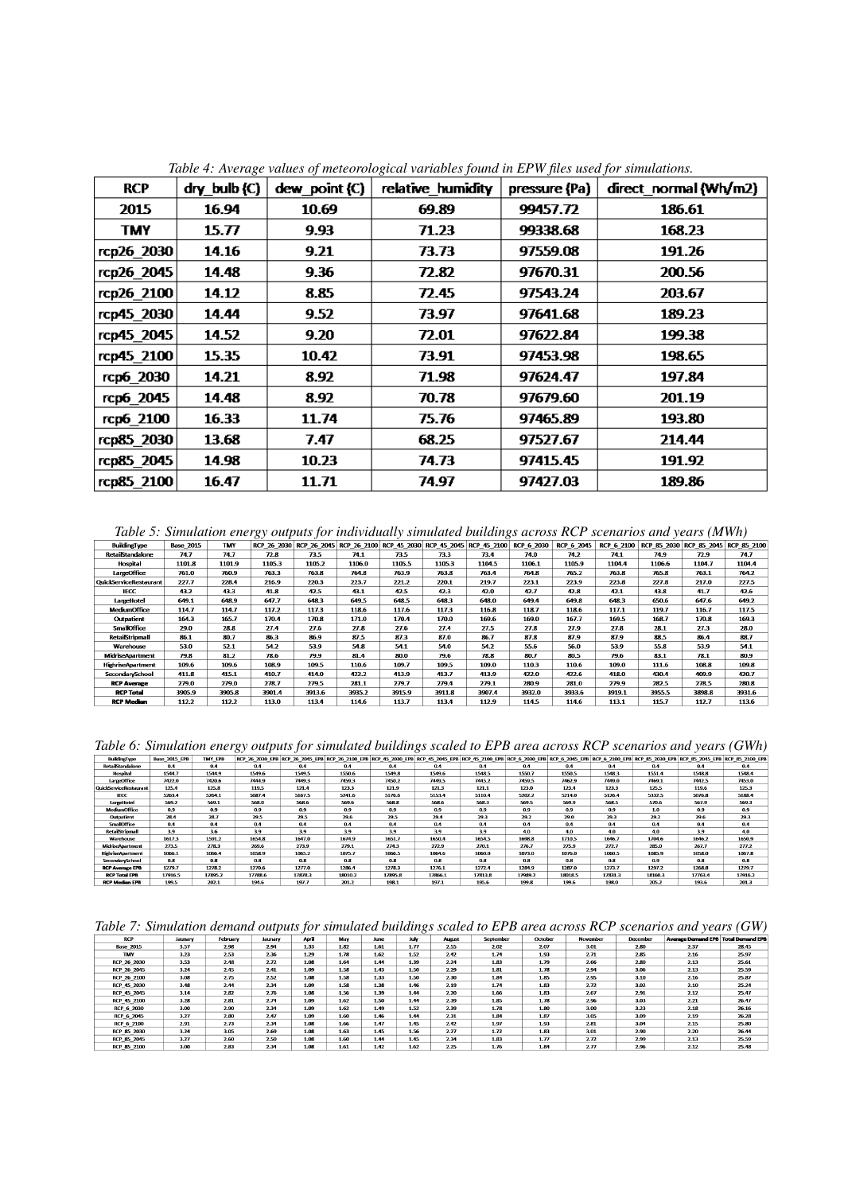Table 4: Average values of meteorological variables found in EPW files used for simulations.

| RCP | dry_bulb (C) | dew_point (C) | relative_humidity | pressure (Pa) | direct_normal (Wh/m2) |
|---|---|---|---|---|---|
| 2015 | 16.94 | 10.69 | 69.89 | 99457.72 | 186.61 |
| TMY | 15.77 | 9.93 | 71.23 | 99338.68 | 168.23 |
| rcp26_2030 | 14.16 | 9.21 | 73.73 | 97559.08 | 191.26 |
| rcp26_2045 | 14.48 | 9.36 | 72.82 | 97670.31 | 200.56 |
| rcp26_2100 | 14.12 | 8.85 | 72.45 | 97543.24 | 203.67 |
| rcp45_2030 | 14.44 | 9.52 | 73.97 | 97641.68 | 189.23 |
| rcp45_2045 | 14.52 | 9.20 | 72.01 | 97622.84 | 199.38 |
| rcp45_2100 | 15.35 | 10.42 | 73.91 | 97453.98 | 198.65 |
| rcp6_2030 | 14.21 | 8.92 | 71.98 | 97624.47 | 197.84 |
| rcp6_2045 | 14.48 | 8.92 | 70.78 | 97679.60 | 201.19 |
| rcp6_2100 | 16.33 | 11.74 | 75.76 | 97465.89 | 193.80 |
| rcp85_2030 | 13.68 | 7.47 | 68.25 | 97527.67 | 214.44 |
| rcp85_2045 | 14.98 | 10.23 | 74.73 | 97415.45 | 191.92 |
| rcp85_2100 | 16.47 | 11.71 | 74.97 | 97427.03 | 189.86 |

Table 5: Simulation energy outputs for individually simulated buildings across RCP scenarios and years (MWh)

| BuildingType | Base_2015 | TMY | RCP_26_2030 | RCP_26_2045 | RCP_26_2100 | RCP_45_2030 | RCP_45_2045 | RCP_45_2100 | RCP_6_2030 | RCP_6_2045 | RCP_6_2100 | RCP_85_2030 | RCP_85_2045 | RCP_85_2100 |
|---|---|---|---|---|---|---|---|---|---|---|---|---|---|---|
| RetailStandalone | 74.7 | 74.7 | 72.8 | 73.5 | 74.1 | 73.5 | 73.3 | 73.4 | 74.0 | 74.2 | 74.1 | 74.9 | 72.9 | 74.7 |
| Hospital | 1101.8 | 1101.9 | 1105.3 | 1105.2 | 1106.0 | 1105.5 | 1105.3 | 1104.5 | 1106.1 | 1105.9 | 1104.4 | 1106.6 | 1104.7 | 1104.4 |
| LargeOffice | 761.0 | 760.9 | 763.3 | 763.8 | 764.8 | 763.9 | 763.8 | 763.4 | 764.8 | 765.2 | 763.8 | 765.8 | 763.1 | 764.2 |
| QuickServiceRestaurant | 227.7 | 228.4 | 216.9 | 220.3 | 223.7 | 221.2 | 220.1 | 219.7 | 223.1 | 223.9 | 223.8 | 227.8 | 217.0 | 227.5 |
| IECC | 43.2 | 43.3 | 41.8 | 42.5 | 43.1 | 42.5 | 42.3 | 42.0 | 42.7 | 42.8 | 42.1 | 43.8 | 41.7 | 42.6 |
| LargeHotel | 649.1 | 648.9 | 647.7 | 648.3 | 649.5 | 648.5 | 648.3 | 648.0 | 649.4 | 649.8 | 648.3 | 650.6 | 647.6 | 649.2 |
| MediumOffice | 114.7 | 114.7 | 117.2 | 117.3 | 118.6 | 117.6 | 117.3 | 116.8 | 118.7 | 118.6 | 117.1 | 119.7 | 116.7 | 117.5 |
| Outpatient | 164.3 | 165.7 | 170.4 | 170.8 | 171.0 | 170.4 | 170.0 | 169.6 | 169.0 | 167.7 | 169.5 | 168.7 | 170.8 | 169.3 |
| SmallOffice | 29.0 | 28.8 | 27.4 | 27.6 | 27.8 | 27.6 | 27.4 | 27.5 | 27.8 | 27.9 | 27.8 | 28.1 | 27.3 | 28.0 |
| RetailStripmall | 86.1 | 80.7 | 86.3 | 86.9 | 87.5 | 87.3 | 87.0 | 86.7 | 87.8 | 87.9 | 87.9 | 88.5 | 86.4 | 88.7 |
| Warehouse | 53.0 | 52.1 | 54.2 | 53.9 | 54.8 | 54.1 | 54.0 | 54.2 | 55.6 | 56.0 | 53.9 | 55.8 | 53.9 | 54.1 |
| MidriseApartment | 79.8 | 81.2 | 78.6 | 79.9 | 81.4 | 80.0 | 79.6 | 78.8 | 80.7 | 80.5 | 79.6 | 83.1 | 78.1 | 80.9 |
| HighriseApartment | 109.6 | 109.6 | 108.9 | 109.5 | 110.6 | 109.7 | 109.5 | 109.0 | 110.3 | 110.6 | 109.0 | 111.6 | 108.8 | 109.8 |
| SecondarySchool | 411.8 | 415.1 | 410.7 | 414.0 | 422.2 | 413.9 | 413.7 | 413.9 | 422.0 | 422.6 | 418.0 | 430.4 | 409.9 | 420.7 |
| RCP Average | 279.0 | 279.0 | 278.7 | 279.5 | 281.1 | 279.7 | 279.4 | 279.1 | 280.9 | 281.0 | 279.9 | 282.5 | 278.5 | 280.8 |
| RCP Total | 3905.9 | 3905.8 | 3901.4 | 3913.6 | 3935.2 | 3915.9 | 3911.8 | 3907.4 | 3932.0 | 3933.6 | 3919.1 | 3955.5 | 3898.8 | 3931.6 |
| RCP Median | 112.2 | 112.2 | 113.0 | 113.4 | 114.6 | 113.7 | 113.4 | 112.9 | 114.5 | 114.6 | 113.1 | 115.7 | 112.7 | 113.6 |

Table 6: Simulation energy outputs for simulated buildings scaled to EPB area across RCP scenarios and years (GWh)

| BuildingType | Base_2015_EPB | TMY_EPB | RCP_26_2030_EPB | RCP_26_2045_EPB | RCP_26_2100_EPB | RCP_45_2030_EPB | RCP_45_2045_EPB | RCP_45_2100_EPB | RCP_6_2030_EPB | RCP_6_2045_EPB | RCP_6_2100_EPB | RCP_85_2030_EPB | RCP_85_2045_EPB | RCP_85_2100_EPB |
|---|---|---|---|---|---|---|---|---|---|---|---|---|---|---|
| RetailStandalone | 0.4 | 0.4 | 0.4 | 0.4 | 0.4 | 0.4 | 0.4 | 0.4 | 0.4 | 0.4 | 0.4 | 0.4 | 0.4 | 0.4 |
| Hospital | 1544.7 | 1544.9 | 1549.6 | 1549.5 | 1550.6 | 1549.8 | 1549.6 | 1548.5 | 1550.7 | 1550.5 | 1548.3 | 1551.4 | 1548.8 | 1548.4 |
| LargeOffice | 7422.0 | 7420.6 | 7444.9 | 7449.3 | 7459.3 | 7450.2 | 7449.5 | 7445.2 | 7459.5 | 7462.9 | 7449.0 | 7469.1 | 7442.5 | 7453.0 |
| QuickServiceRestaurant | 125.4 | 125.8 | 119.5 | 121.4 | 123.3 | 121.9 | 121.3 | 121.1 | 123.0 | 123.4 | 123.3 | 125.5 | 119.6 | 125.3 |
| IECC | 5263.4 | 5264.1 | 5087.4 | 5167.5 | 5241.6 | 5176.6 | 5153.4 | 5110.4 | 5202.2 | 5214.0 | 5126.4 | 5332.5 | 5076.8 | 5188.4 |
| LargeHotel | 569.2 | 569.1 | 568.0 | 568.6 | 569.6 | 568.8 | 568.6 | 568.3 | 569.5 | 569.9 | 568.5 | 570.6 | 567.9 | 569.3 |
| MediumOffice | 0.9 | 0.9 | 0.9 | 0.9 | 0.9 | 0.9 | 0.9 | 0.9 | 0.9 | 0.9 | 0.9 | 1.0 | 0.9 | 0.9 |
| Outpatient | 28.4 | 28.7 | 29.5 | 29.5 | 29.6 | 29.5 | 29.4 | 29.3 | 29.2 | 29.0 | 29.3 | 29.2 | 29.6 | 29.3 |
| SmallOffice | 0.4 | 0.4 | 0.4 | 0.4 | 0.4 | 0.4 | 0.4 | 0.4 | 0.4 | 0.4 | 0.4 | 0.4 | 0.4 | 0.4 |
| RetailStripmall | 3.9 | 3.6 | 3.9 | 3.9 | 3.9 | 3.9 | 3.9 | 3.9 | 4.0 | 4.0 | 4.0 | 4.0 | 3.9 | 4.0 |
| Warehouse | 1617.3 | 1591.2 | 1654.8 | 1647.0 | 1674.9 | 1651.7 | 1650.4 | 1654.5 | 1698.8 | 1710.5 | 1646.7 | 1704.6 | 1646.2 | 1650.9 |
| MidriseApartment | 273.5 | 278.3 | 269.6 | 273.9 | 279.1 | 274.3 | 272.9 | 270.1 | 276.7 | 275.9 | 272.7 | 285.0 | 267.7 | 277.2 |
| HighriseApartment | 1066.1 | 1066.4 | 1058.9 | 1065.2 | 1075.7 | 1066.5 | 1064.6 | 1060.0 | 1073.0 | 1076.0 | 1060.5 | 1085.9 | 1058.0 | 1067.8 |
| SecondarySchool | 0.8 | 0.8 | 0.8 | 0.8 | 0.8 | 0.8 | 0.8 | 0.8 | 0.8 | 0.8 | 0.8 | 0.9 | 0.8 | 0.8 |
| RCP Average EPB | 1279.7 | 1278.2 | 1270.6 | 1277.0 | 1286.4 | 1278.3 | 1276.1 | 1272.4 | 1284.9 | 1287.0 | 1273.7 | 1297.2 | 1268.8 | 1279.7 |
| RCP Total EPB | 17916.5 | 17895.2 | 17788.6 | 17878.3 | 18010.2 | 17895.8 | 17866.1 | 17813.8 | 17989.2 | 18018.5 | 17831.3 | 18160.3 | 17763.4 | 17916.2 |
| RCP Median EPB | 199.5 | 202.1 | 194.6 | 197.7 | 201.2 | 198.1 | 197.1 | 195.6 | 199.8 | 199.6 | 198.0 | 205.2 | 193.6 | 201.3 |

Table 7: Simulation demand outputs for simulated buildings scaled to EPB area across RCP scenarios and years (GW)

| RCP | January | February | January | April | May | June | July | August | September | October | November | December | Average Demand EPB | Total Demand EPB |
|---|---|---|---|---|---|---|---|---|---|---|---|---|---|---|
| Base_2015 | 3.57 | 2.98 | 2.94 | 1.33 | 1.82 | 1.61 | 1.77 | 2.55 | 2.02 | 2.07 | 3.01 | 2.80 | 2.37 | 28.45 |
| TMY | 3.23 | 2.53 | 2.36 | 1.29 | 1.78 | 1.62 | 1.52 | 2.42 | 1.74 | 1.93 | 2.71 | 2.85 | 2.16 | 25.97 |
| RCP_26_2030 | 3.53 | 2.48 | 2.72 | 1.08 | 1.64 | 1.44 | 1.39 | 2.24 | 1.83 | 1.79 | 2.66 | 2.80 | 2.13 | 25.61 |
| RCP_26_2045 | 3.24 | 2.45 | 2.41 | 1.09 | 1.58 | 1.43 | 1.50 | 2.29 | 1.81 | 1.78 | 2.94 | 3.06 | 2.13 | 25.59 |
| RCP_26_2100 | 3.08 | 2.75 | 2.52 | 1.08 | 1.58 | 1.33 | 1.50 | 2.30 | 1.84 | 1.85 | 2.95 | 3.10 | 2.16 | 25.87 |
| RCP_45_2030 | 3.48 | 2.44 | 2.34 | 1.09 | 1.58 | 1.38 | 1.46 | 2.19 | 1.74 | 1.83 | 2.72 | 3.02 | 2.10 | 25.24 |
| RCP_45_2045 | 3.14 | 2.82 | 2.76 | 1.08 | 1.56 | 1.39 | 1.44 | 2.20 | 1.66 | 1.83 | 2.67 | 2.91 | 2.12 | 25.47 |
| RCP_45_2100 | 3.28 | 2.81 | 2.74 | 1.09 | 1.62 | 1.50 | 1.44 | 2.39 | 1.85 | 1.78 | 2.96 | 3.03 | 2.21 | 26.47 |
| RCP_6_2030 | 3.00 | 2.90 | 2.34 | 1.09 | 1.62 | 1.49 | 1.52 | 2.39 | 1.78 | 1.80 | 3.00 | 3.23 | 2.18 | 26.16 |
| RCP_6_2045 | 3.27 | 2.80 | 2.47 | 1.09 | 1.60 | 1.46 | 1.44 | 2.31 | 1.84 | 1.87 | 3.05 | 3.09 | 2.19 | 26.28 |
| RCP_6_2100 | 2.91 | 2.73 | 2.34 | 1.08 | 1.66 | 1.47 | 1.45 | 2.42 | 1.97 | 1.93 | 2.81 | 3.04 | 2.15 | 25.80 |
| RCP_85_2030 | 3.24 | 3.05 | 2.69 | 1.08 | 1.63 | 1.45 | 1.56 | 2.27 | 1.72 | 1.83 | 3.01 | 2.90 | 2.20 | 26.44 |
| RCP_85_2045 | 3.27 | 2.60 | 2.50 | 1.08 | 1.60 | 1.44 | 1.45 | 2.34 | 1.83 | 1.77 | 2.72 | 2.99 | 2.13 | 25.59 |
| RCP_85_2100 | 3.00 | 2.83 | 2.34 | 1.08 | 1.61 | 1.42 | 1.62 | 2.25 | 1.76 | 1.84 | 2.77 | 2.96 | 2.12 | 25.48 |